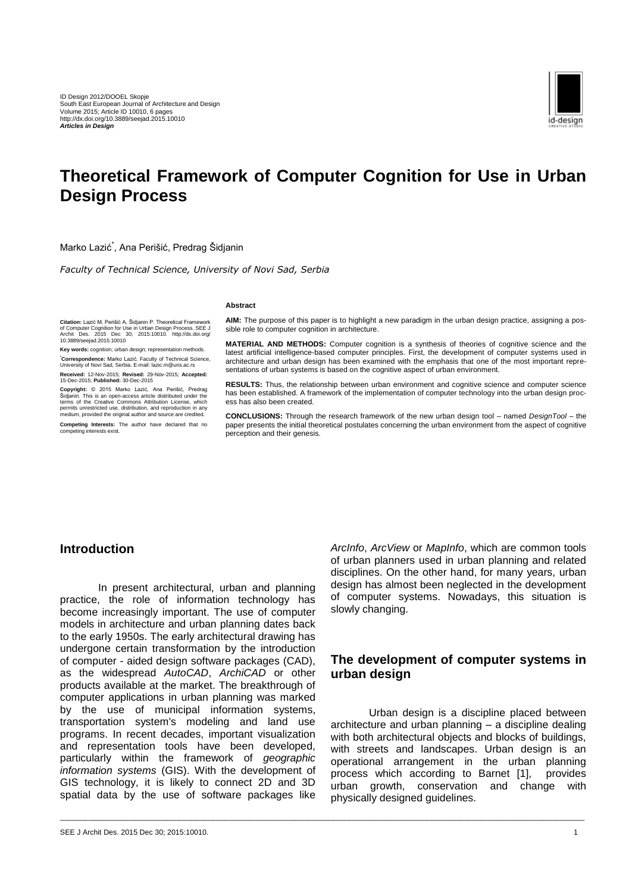ID Design 2012/DOOEL Skopje
South East European Journal of Architecture and Design
Volume 2015; Article ID 10010, 6 pages
http://dx.doi.org/10.3889/seejad.2015.10010
***Articles in Design***

# Theoretical Framework of Computer Cognition for Use in Urban Design Process

Marko Lazić[*], Ana Perišić, Predrag Šidjanin

*Faculty of Technical Science, University of Novi Sad, Serbia*

**Citation:** Lazić M, Perišić A, Šidjanin P. Theoretical Framework of Computer Cognition for Use in Urban Design Process. SEE J Archit Des. 2015 Dec 30; 2015:10010. http://dx.doi.org/10.3889/seejad.2015.10010

**Key words:** cognition; urban design; representation methods.

[*]**Correspondence:** Marko Lazić. Faculty of Technical Science, University of Novi Sad, Serbia. E-mail: lazic.m@uns.ac.rs

**Received:** 12-Nov-2015; **Revised:** 29-Nov-2015; **Accepted:** 15-Dec-2015; **Published:** 30-Dec-2015

**Copyright:** © 2015 Marko Lazić, Ana Perišić, Predrag Šidjanin. This is an open-access article distributed under the terms of the Creative Commons Attribution License, which permits unrestricted use, distribution, and reproduction in any medium, provided the original author and source are credited.

**Competing Interests:** The author have declared that no competing interests exist.

**Abstract**

**AIM:** The purpose of this paper is to highlight a new paradigm in the urban design practice, assigning a possible role to computer cognition in architecture.

**MATERIAL AND METHODS:** Computer cognition is a synthesis of theories of cognitive science and the latest artificial intelligence-based computer principles. First, the development of computer systems used in architecture and urban design has been examined with the emphasis that one of the most important representations of urban systems is based on the cognitive aspect of urban environment.

**RESULTS:** Thus, the relationship between urban environment and cognitive science and computer science has been established. A framework of the implementation of computer technology into the urban design process has also been created.

**CONCLUSIONS:** Through the research framework of the new urban design tool – named *DesignTool* – the paper presents the initial theoretical postulates concerning the urban environment from the aspect of cognitive perception and their genesis.

## Introduction

In present architectural, urban and planning practice, the role of information technology has become increasingly important. The use of computer models in architecture and urban planning dates back to the early 1950s. The early architectural drawing has undergone certain transformation by the introduction of computer - aided design software packages (CAD), as the widespread *AutoCAD*, *ArchiCAD* or other products available at the market. The breakthrough of computer applications in urban planning was marked by the use of municipal information systems, transportation system's modeling and land use programs. In recent decades, important visualization and representation tools have been developed, particularly within the framework of *geographic information systems* (GIS). With the development of GIS technology, it is likely to connect 2D and 3D spatial data by the use of software packages like *ArcInfo*, *ArcView* or *MapInfo*, which are common tools of urban planners used in urban planning and related disciplines. On the other hand, for many years, urban design has almost been neglected in the development of computer systems. Nowadays, this situation is slowly changing.

## The development of computer systems in urban design

Urban design is a discipline placed between architecture and urban planning – a discipline dealing with both architectural objects and blocks of buildings, with streets and landscapes. Urban design is an operational arrangement in the urban planning process which according to Barnet [1], provides urban growth, conservation and change with physically designed guidelines.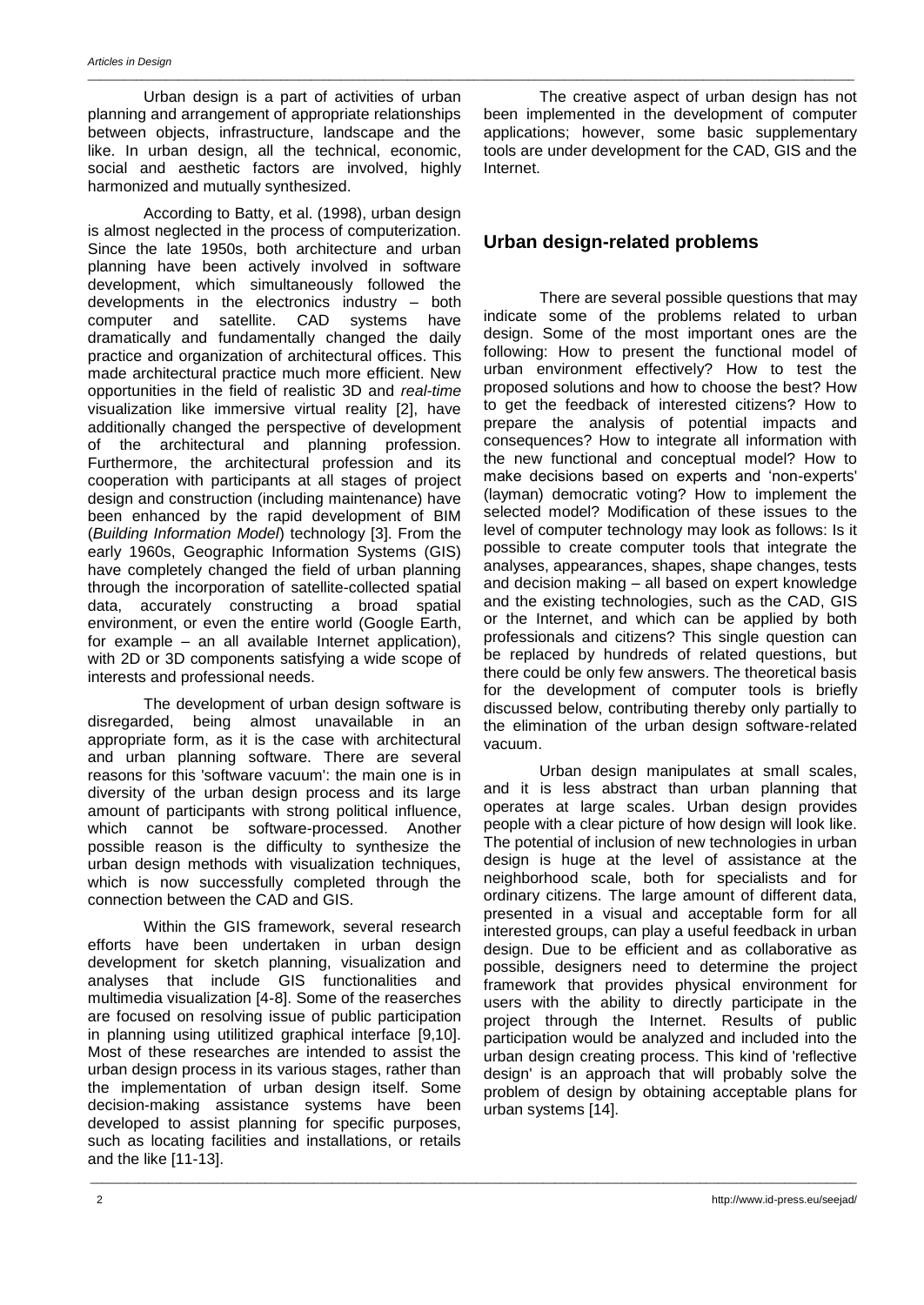Urban design is a part of activities of urban planning and arrangement of appropriate relationships between objects, infrastructure, landscape and the like. In urban design, all the technical, economic, social and aesthetic factors are involved, highly harmonized and mutually synthesized.

According to Batty, et al. (1998), urban design is almost neglected in the process of computerization. Since the late 1950s, both architecture and urban planning have been actively involved in software development, which simultaneously followed the developments in the electronics industry – both computer and satellite. CAD systems have dramatically and fundamentally changed the daily practice and organization of architectural offices. This made architectural practice much more efficient. New opportunities in the field of realistic 3D and *real-time* visualization like immersive virtual reality [2], have additionally changed the perspective of development of the architectural and planning profession. Furthermore, the architectural profession and its cooperation with participants at all stages of project design and construction (including maintenance) have been enhanced by the rapid development of BIM (*Building Information Model*) technology [3]. From the early 1960s, Geographic Information Systems (GIS) have completely changed the field of urban planning through the incorporation of satellite-collected spatial data, accurately constructing a broad spatial environment, or even the entire world (Google Earth, for example – an all available Internet application), with 2D or 3D components satisfying a wide scope of interests and professional needs.

The development of urban design software is disregarded, being almost unavailable in an appropriate form, as it is the case with architectural and urban planning software. There are several reasons for this 'software vacuum': the main one is in diversity of the urban design process and its large amount of participants with strong political influence, which cannot be software-processed. Another possible reason is the difficulty to synthesize the urban design methods with visualization techniques, which is now successfully completed through the connection between the CAD and GIS.

Within the GIS framework, several research efforts have been undertaken in urban design development for sketch planning, visualization and analyses that include GIS functionalities and multimedia visualization [4-8]. Some of the reaserches are focused on resolving issue of public participation in planning using utilitized graphical interface [9,10]. Most of these researches are intended to assist the urban design process in its various stages, rather than the implementation of urban design itself. Some decision-making assistance systems have been developed to assist planning for specific purposes, such as locating facilities and installations, or retails and the like [11-13].

The creative aspect of urban design has not been implemented in the development of computer applications; however, some basic supplementary tools are under development for the CAD, GIS and the Internet.

## Urban design-related problems

There are several possible questions that may indicate some of the problems related to urban design. Some of the most important ones are the following: How to present the functional model of urban environment effectively? How to test the proposed solutions and how to choose the best? How to get the feedback of interested citizens? How to prepare the analysis of potential impacts and consequences? How to integrate all information with the new functional and conceptual model? How to make decisions based on experts and 'non-experts' (layman) democratic voting? How to implement the selected model? Modification of these issues to the level of computer technology may look as follows: Is it possible to create computer tools that integrate the analyses, appearances, shapes, shape changes, tests and decision making – all based on expert knowledge and the existing technologies, such as the CAD, GIS or the Internet, and which can be applied by both professionals and citizens? This single question can be replaced by hundreds of related questions, but there could be only few answers. The theoretical basis for the development of computer tools is briefly discussed below, contributing thereby only partially to the elimination of the urban design software-related vacuum.

Urban design manipulates at small scales, and it is less abstract than urban planning that operates at large scales. Urban design provides people with a clear picture of how design will look like. The potential of inclusion of new technologies in urban design is huge at the level of assistance at the neighborhood scale, both for specialists and for ordinary citizens. The large amount of different data, presented in a visual and acceptable form for all interested groups, can play a useful feedback in urban design. Due to be efficient and as collaborative as possible, designers need to determine the project framework that provides physical environment for users with the ability to directly participate in the project through the Internet. Results of public participation would be analyzed and included into the urban design creating process. This kind of 'reflective design' is an approach that will probably solve the problem of design by obtaining acceptable plans for urban systems [14].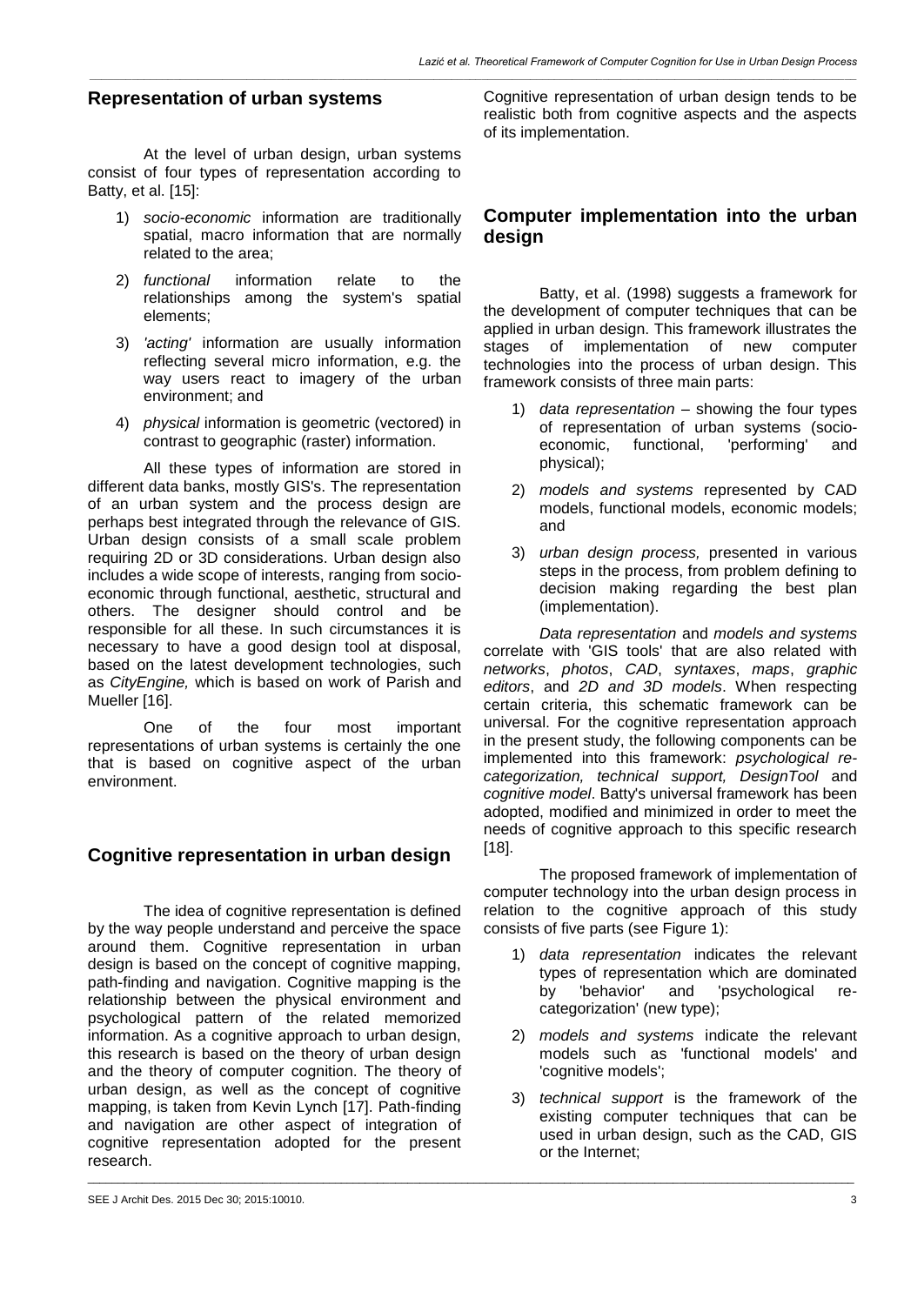## Representation of urban systems

At the level of urban design, urban systems consist of four types of representation according to Batty, et al. [15]:

1) *socio-economic* information are traditionally spatial, macro information that are normally related to the area;
2) *functional* information relate to the relationships among the system's spatial elements;
3) *'acting'* information are usually information reflecting several micro information, e.g. the way users react to imagery of the urban environment; and
4) *physical* information is geometric (vectored) in contrast to geographic (raster) information.

All these types of information are stored in different data banks, mostly GIS's. The representation of an urban system and the process design are perhaps best integrated through the relevance of GIS. Urban design consists of a small scale problem requiring 2D or 3D considerations. Urban design also includes a wide scope of interests, ranging from socio-economic through functional, aesthetic, structural and others. The designer should control and be responsible for all these. In such circumstances it is necessary to have a good design tool at disposal, based on the latest development technologies, such as *CityEngine,* which is based on work of Parish and Mueller [16].

One of the four most important representations of urban systems is certainly the one that is based on cognitive aspect of the urban environment.

## Cognitive representation in urban design

The idea of cognitive representation is defined by the way people understand and perceive the space around them. Cognitive representation in urban design is based on the concept of cognitive mapping, path-finding and navigation. Cognitive mapping is the relationship between the physical environment and psychological pattern of the related memorized information. As a cognitive approach to urban design, this research is based on the theory of urban design and the theory of computer cognition. The theory of urban design, as well as the concept of cognitive mapping, is taken from Kevin Lynch [17]. Path-finding and navigation are other aspect of integration of cognitive representation adopted for the present research. Cognitive representation of urban design tends to be realistic both from cognitive aspects and the aspects of its implementation.

## Computer implementation into the urban design

Batty, et al. (1998) suggests a framework for the development of computer techniques that can be applied in urban design. This framework illustrates the stages of implementation of new computer technologies into the process of urban design. This framework consists of three main parts:

1) *data representation* – showing the four types of representation of urban systems (socio-economic, functional, 'performing' and physical);
2) *models and systems* represented by CAD models, functional models, economic models; and
3) *urban design process,* presented in various steps in the process, from problem defining to decision making regarding the best plan (implementation).

*Data representation* and *models and systems* correlate with 'GIS tools' that are also related with *networks*, *photos*, *CAD*, *syntaxes*, *maps*, *graphic editors*, and *2D and 3D models*. When respecting certain criteria, this schematic framework can be universal. For the cognitive representation approach in the present study, the following components can be implemented into this framework: *psychological re-categorization, technical support, DesignTool* and *cognitive model*. Batty's universal framework has been adopted, modified and minimized in order to meet the needs of cognitive approach to this specific research [18].

The proposed framework of implementation of computer technology into the urban design process in relation to the cognitive approach of this study consists of five parts (see Figure 1):

1) *data representation* indicates the relevant types of representation which are dominated by 'behavior' and 'psychological re-categorization' (new type);
2) *models and systems* indicate the relevant models such as 'functional models' and 'cognitive models';
3) *technical support* is the framework of the existing computer techniques that can be used in urban design, such as the CAD, GIS or the Internet;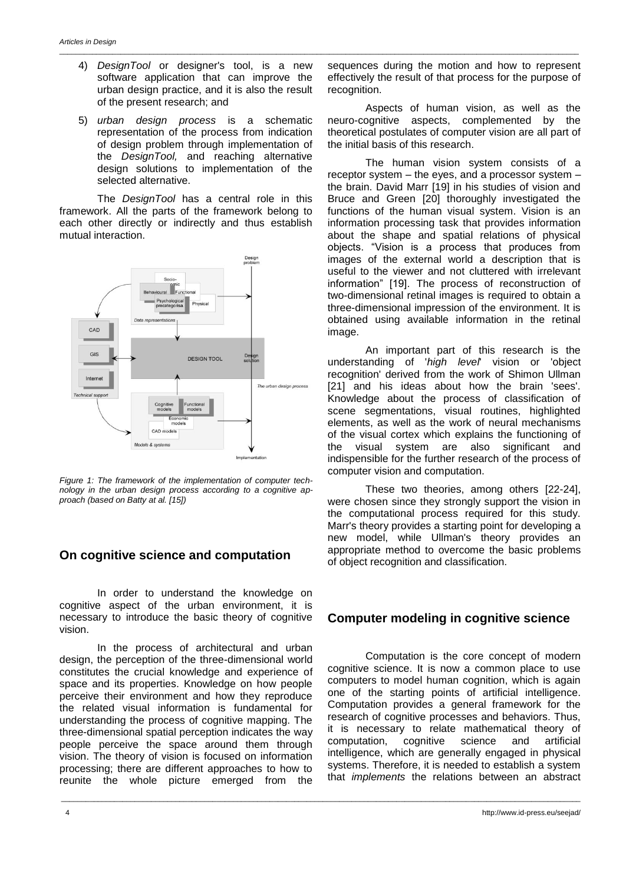4) *DesignTool* or designer's tool, is a new software application that can improve the urban design practice, and it is also the result of the present research; and

5) *urban design process* is a schematic representation of the process from indication of design problem through implementation of the *DesignTool,* and reaching alternative design solutions to implementation of the selected alternative.

The *DesignTool* has a central role in this framework. All the parts of the framework belong to each other directly or indirectly and thus establish mutual interaction.

*Figure 1: The framework of the implementation of computer technology in the urban design process according to a cognitive approach (based on Batty at al. [15])*

## On cognitive science and computation

In order to understand the knowledge on cognitive aspect of the urban environment, it is necessary to introduce the basic theory of cognitive vision.

In the process of architectural and urban design, the perception of the three-dimensional world constitutes the crucial knowledge and experience of space and its properties. Knowledge on how people perceive their environment and how they reproduce the related visual information is fundamental for understanding the process of cognitive mapping. The three-dimensional spatial perception indicates the way people perceive the space around them through vision. The theory of vision is focused on information processing; there are different approaches to how to reunite the whole picture emerged from the sequences during the motion and how to represent effectively the result of that process for the purpose of recognition.

Aspects of human vision, as well as the neuro-cognitive aspects, complemented by the theoretical postulates of computer vision are all part of the initial basis of this research.

The human vision system consists of a receptor system – the eyes, and a processor system – the brain. David Marr [19] in his studies of vision and Bruce and Green [20] thoroughly investigated the functions of the human visual system. Vision is an information processing task that provides information about the shape and spatial relations of physical objects. "Vision is a process that produces from images of the external world a description that is useful to the viewer and not cluttered with irrelevant information" [19]. The process of reconstruction of two-dimensional retinal images is required to obtain a three-dimensional impression of the environment. It is obtained using available information in the retinal image.

An important part of this research is the understanding of '*high level*' vision or 'object recognition' derived from the work of Shimon Ullman [21] and his ideas about how the brain 'sees'. Knowledge about the process of classification of scene segmentations, visual routines, highlighted elements, as well as the work of neural mechanisms of the visual cortex which explains the functioning of the visual system are also significant and indispensible for the further research of the process of computer vision and computation.

These two theories, among others [22-24], were chosen since they strongly support the vision in the computational process required for this study. Marr's theory provides a starting point for developing a new model, while Ullman's theory provides an appropriate method to overcome the basic problems of object recognition and classification.

## Computer modeling in cognitive science

Computation is the core concept of modern cognitive science. It is now a common place to use computers to model human cognition, which is again one of the starting points of artificial intelligence. Computation provides a general framework for the research of cognitive processes and behaviors. Thus, it is necessary to relate mathematical theory of computation, cognitive science and artificial intelligence, which are generally engaged in physical systems. Therefore, it is needed to establish a system that *implements* the relations between an abstract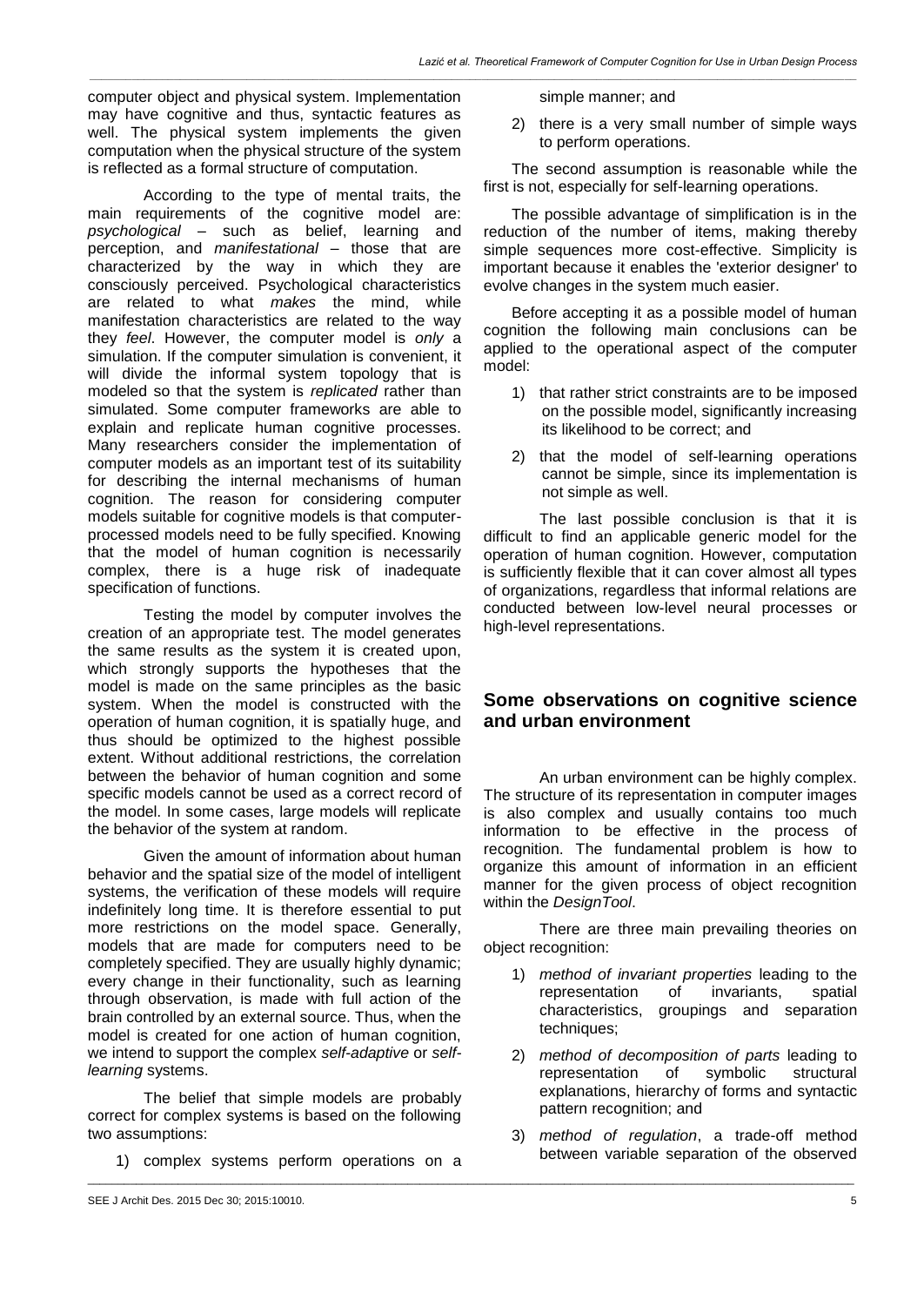computer object and physical system. Implementation may have cognitive and thus, syntactic features as well. The physical system implements the given computation when the physical structure of the system is reflected as a formal structure of computation.

According to the type of mental traits, the main requirements of the cognitive model are: *psychological* – such as belief, learning and perception, and *manifestational* – those that are characterized by the way in which they are consciously perceived. Psychological characteristics are related to what *makes* the mind, while manifestation characteristics are related to the way they *feel*. However, the computer model is *only* a simulation. If the computer simulation is convenient, it will divide the informal system topology that is modeled so that the system is *replicated* rather than simulated. Some computer frameworks are able to explain and replicate human cognitive processes. Many researchers consider the implementation of computer models as an important test of its suitability for describing the internal mechanisms of human cognition. The reason for considering computer models suitable for cognitive models is that computer-processed models need to be fully specified. Knowing that the model of human cognition is necessarily complex, there is a huge risk of inadequate specification of functions.

Testing the model by computer involves the creation of an appropriate test. The model generates the same results as the system it is created upon, which strongly supports the hypotheses that the model is made on the same principles as the basic system. When the model is constructed with the operation of human cognition, it is spatially huge, and thus should be optimized to the highest possible extent. Without additional restrictions, the correlation between the behavior of human cognition and some specific models cannot be used as a correct record of the model. In some cases, large models will replicate the behavior of the system at random.

Given the amount of information about human behavior and the spatial size of the model of intelligent systems, the verification of these models will require indefinitely long time. It is therefore essential to put more restrictions on the model space. Generally, models that are made for computers need to be completely specified. They are usually highly dynamic; every change in their functionality, such as learning through observation, is made with full action of the brain controlled by an external source. Thus, when the model is created for one action of human cognition, we intend to support the complex *self-adaptive* or *self-learning* systems.

The belief that simple models are probably correct for complex systems is based on the following two assumptions:

1) complex systems perform operations on a simple manner; and
2) there is a very small number of simple ways to perform operations.

The second assumption is reasonable while the first is not, especially for self-learning operations.

The possible advantage of simplification is in the reduction of the number of items, making thereby simple sequences more cost-effective. Simplicity is important because it enables the 'exterior designer' to evolve changes in the system much easier.

Before accepting it as a possible model of human cognition the following main conclusions can be applied to the operational aspect of the computer model:

1) that rather strict constraints are to be imposed on the possible model, significantly increasing its likelihood to be correct; and
2) that the model of self-learning operations cannot be simple, since its implementation is not simple as well.

The last possible conclusion is that it is difficult to find an applicable generic model for the operation of human cognition. However, computation is sufficiently flexible that it can cover almost all types of organizations, regardless that informal relations are conducted between low-level neural processes or high-level representations.

## Some observations on cognitive science and urban environment

An urban environment can be highly complex. The structure of its representation in computer images is also complex and usually contains too much information to be effective in the process of recognition. The fundamental problem is how to organize this amount of information in an efficient manner for the given process of object recognition within the *DesignTool*.

There are three main prevailing theories on object recognition:

1) *method of invariant properties* leading to the representation of invariants, spatial characteristics, groupings and separation techniques;
2) *method of decomposition of parts* leading to representation of symbolic structural explanations, hierarchy of forms and syntactic pattern recognition; and
3) *method of regulation*, a trade-off method between variable separation of the observed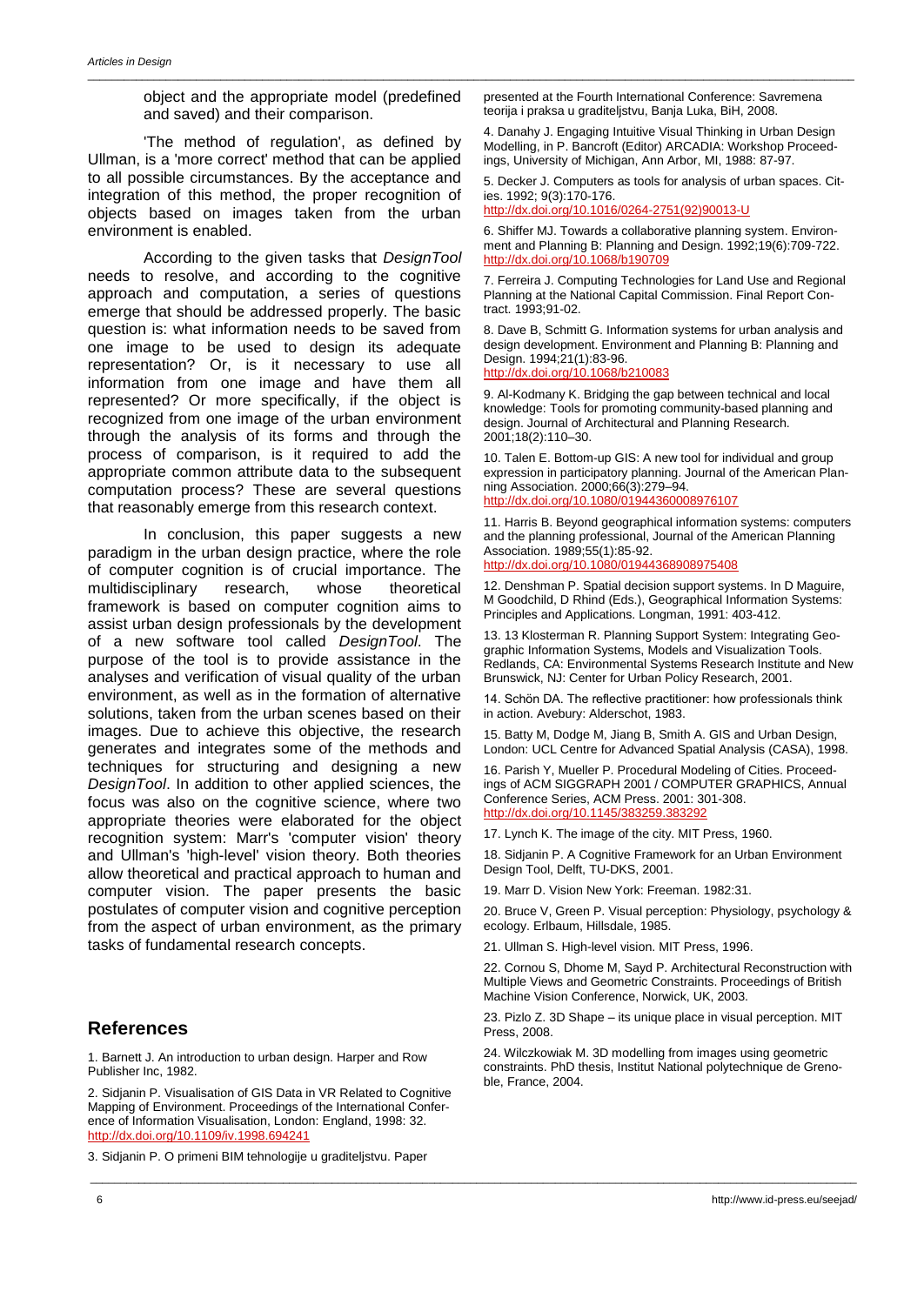object and the appropriate model (predefined and saved) and their comparison.

'The method of regulation', as defined by Ullman, is a 'more correct' method that can be applied to all possible circumstances. By the acceptance and integration of this method, the proper recognition of objects based on images taken from the urban environment is enabled.

According to the given tasks that *DesignTool* needs to resolve, and according to the cognitive approach and computation, a series of questions emerge that should be addressed properly. The basic question is: what information needs to be saved from one image to be used to design its adequate representation? Or, is it necessary to use all information from one image and have them all represented? Or more specifically, if the object is recognized from one image of the urban environment through the analysis of its forms and through the process of comparison, is it required to add the appropriate common attribute data to the subsequent computation process? These are several questions that reasonably emerge from this research context.

In conclusion, this paper suggests a new paradigm in the urban design practice, where the role of computer cognition is of crucial importance. The multidisciplinary research, whose theoretical framework is based on computer cognition aims to assist urban design professionals by the development of a new software tool called *DesignTool*. The purpose of the tool is to provide assistance in the analyses and verification of visual quality of the urban environment, as well as in the formation of alternative solutions, taken from the urban scenes based on their images. Due to achieve this objective, the research generates and integrates some of the methods and techniques for structuring and designing a new *DesignTool*. In addition to other applied sciences, the focus was also on the cognitive science, where two appropriate theories were elaborated for the object recognition system: Marr's 'computer vision' theory and Ullman's 'high-level' vision theory. Both theories allow theoretical and practical approach to human and computer vision. The paper presents the basic postulates of computer vision and cognitive perception from the aspect of urban environment, as the primary tasks of fundamental research concepts.

## References

1. Barnett J. An introduction to urban design. Harper and Row Publisher Inc, 1982.

2. Sidjanin P. Visualisation of GIS Data in VR Related to Cognitive Mapping of Environment. Proceedings of the International Conference of Information Visualisation, London: England, 1998: 32. http://dx.doi.org/10.1109/iv.1998.694241

3. Sidjanin P. O primeni BIM tehnologije u graditeljstvu. Paper presented at the Fourth International Conference: Savremena teorija i praksa u graditeljstvu, Banja Luka, BiH, 2008.

4. Danahy J. Engaging Intuitive Visual Thinking in Urban Design Modelling, in P. Bancroft (Editor) ARCADIA: Workshop Proceedings, University of Michigan, Ann Arbor, MI, 1988: 87-97.

5. Decker J. Computers as tools for analysis of urban spaces. Cities. 1992; 9(3):170-176. http://dx.doi.org/10.1016/0264-2751(92)90013-U

6. Shiffer MJ. Towards a collaborative planning system. Environment and Planning B: Planning and Design. 1992;19(6):709-722. http://dx.doi.org/10.1068/b190709

7. Ferreira J. Computing Technologies for Land Use and Regional Planning at the National Capital Commission. Final Report Contract. 1993;91-02.

8. Dave B, Schmitt G. Information systems for urban analysis and design development. Environment and Planning B: Planning and Design. 1994;21(1):83-96. http://dx.doi.org/10.1068/b210083

9. Al-Kodmany K. Bridging the gap between technical and local knowledge: Tools for promoting community-based planning and design. Journal of Architectural and Planning Research. 2001;18(2):110–30.

10. Talen E. Bottom-up GIS: A new tool for individual and group expression in participatory planning. Journal of the American Planning Association. 2000;66(3):279–94. http://dx.doi.org/10.1080/01944360008976107

11. Harris B. Beyond geographical information systems: computers and the planning professional, Journal of the American Planning Association. 1989;55(1):85-92. http://dx.doi.org/10.1080/01944368908975408

12. Denshman P. Spatial decision support systems. In D Maguire, M Goodchild, D Rhind (Eds.), Geographical Information Systems: Principles and Applications. Longman, 1991: 403-412.

13. 13 Klosterman R. Planning Support System: Integrating Geographic Information Systems, Models and Visualization Tools. Redlands, CA: Environmental Systems Research Institute and New Brunswick, NJ: Center for Urban Policy Research, 2001.

14. Schön DA. The reflective practitioner: how professionals think in action. Avebury: Alderschot, 1983.

15. Batty M, Dodge M, Jiang B, Smith A. GIS and Urban Design, London: UCL Centre for Advanced Spatial Analysis (CASA), 1998.

16. Parish Y, Mueller P. Procedural Modeling of Cities. Proceedings of ACM SIGGRAPH 2001 / COMPUTER GRAPHICS, Annual Conference Series, ACM Press. 2001: 301-308. http://dx.doi.org/10.1145/383259.383292

17. Lynch K. The image of the city. MIT Press, 1960.

18. Sidjanin P. A Cognitive Framework for an Urban Environment Design Tool, Delft, TU-DKS, 2001.

19. Marr D. Vision New York: Freeman. 1982:31.

20. Bruce V, Green P. Visual perception: Physiology, psychology & ecology. Erlbaum, Hillsdale, 1985.

21. Ullman S. High-level vision. MIT Press, 1996.

22. Cornou S, Dhome M, Sayd P. Architectural Reconstruction with Multiple Views and Geometric Constraints. Proceedings of British Machine Vision Conference, Norwick, UK, 2003.

23. Pizlo Z. 3D Shape – its unique place in visual perception. MIT Press, 2008.

24. Wilczkowiak M. 3D modelling from images using geometric constraints. PhD thesis, Institut National polytechnique de Grenoble, France, 2004.